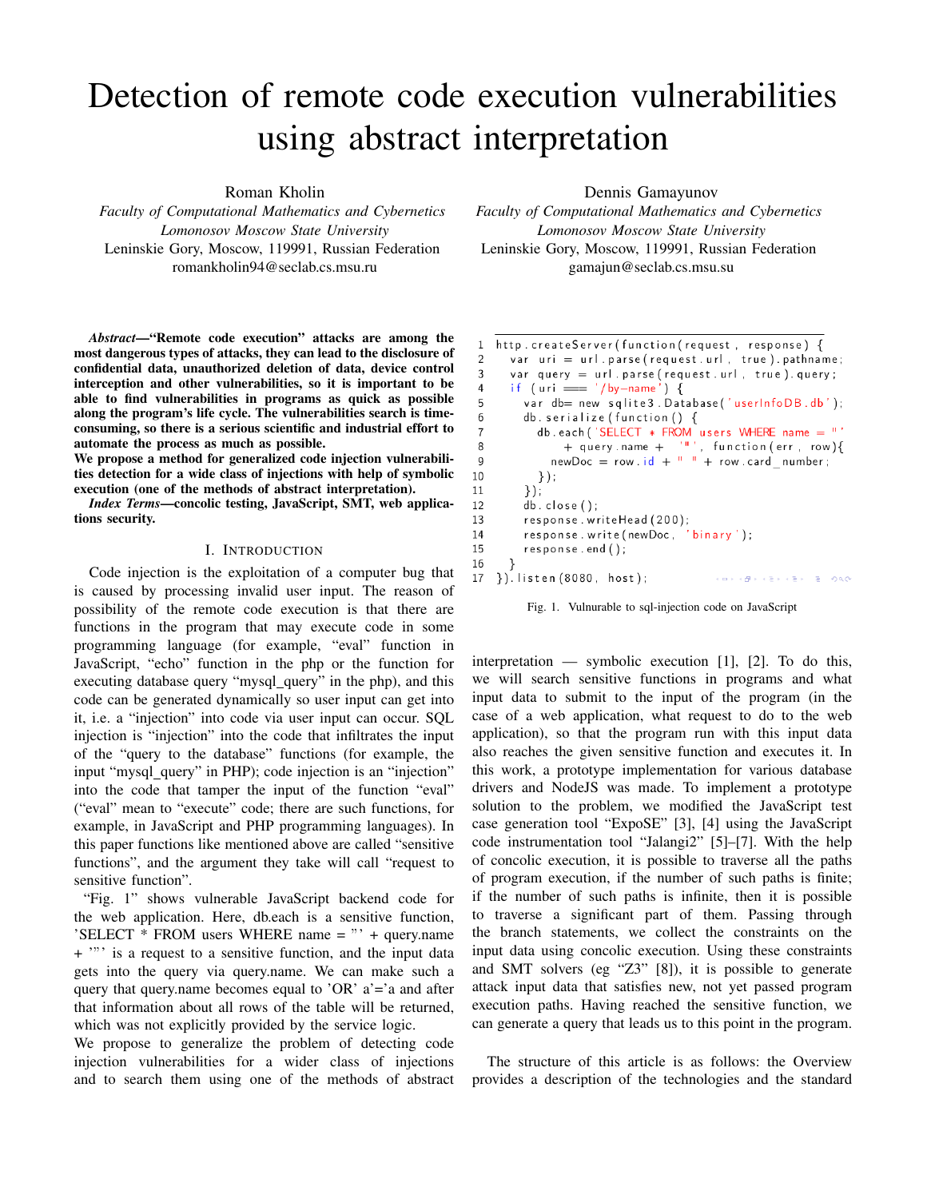# Detection of remote code execution vulnerabilities using abstract interpretation

Roman Kholin
*Faculty of Computational Mathematics and Cybernetics*
*Lomonosov Moscow State University*
Leninskie Gory, Moscow, 119991, Russian Federation
romankholin94@seclab.cs.msu.ru

Dennis Gamayunov
*Faculty of Computational Mathematics and Cybernetics*
*Lomonosov Moscow State University*
Leninskie Gory, Moscow, 119991, Russian Federation
gamajun@seclab.cs.msu.su

***Abstract*—“Remote code execution” attacks are among the most dangerous types of attacks, they can lead to the disclosure of confidential data, unauthorized deletion of data, device control interception and other vulnerabilities, so it is important to be able to find vulnerabilities in programs as quick as possible along the program’s life cycle. The vulnerabilities search is time-consuming, so there is a serious scientific and industrial effort to automate the process as much as possible.**
**We propose a method for generalized code injection vulnerabilities detection for a wide class of injections with help of symbolic execution (one of the methods of abstract interpretation).**

***Index Terms*—concolic testing, JavaScript, SMT, web applications security.**

## I. Introduction

Code injection is the exploitation of a computer bug that is caused by processing invalid user input. The reason of possibility of the remote code execution is that there are functions in the program that may execute code in some programming language (for example, “eval” function in JavaScript, “echo” function in the php or the function for executing database query “mysql_query” in the php), and this code can be generated dynamically so user input can get into it, i.e. a “injection” into code via user input can occur. SQL injection is “injection” into the code that infiltrates the input of the “query to the database” functions (for example, the input “mysql_query” in PHP); code injection is an “injection” into the code that tamper the input of the function “eval” (“eval” mean to “execute” code; there are such functions, for example, in JavaScript and PHP programming languages). In this paper functions like mentioned above are called “sensitive functions”, and the argument they take will call “request to sensitive function”.

“Fig. 1” shows vulnerable JavaScript backend code for the web application. Here, db.each is a sensitive function, 'SELECT * FROM users WHERE name = "' + query.name + '"' is a request to a sensitive function, and the input data gets into the query via query.name. We can make such a query that query.name becomes equal to 'OR' a'='a and after that information about all rows of the table will be returned, which was not explicitly provided by the service logic.

We propose to generalize the problem of detecting code injection vulnerabilities for a wider class of injections and to search them using one of the methods of abstract interpretation — symbolic execution [1], [2]. To do this, we will search sensitive functions in programs and what input data to submit to the input of the program (in the case of a web application, what request to do to the web application), so that the program run with this input data also reaches the given sensitive function and executes it. In this work, a prototype implementation for various database drivers and NodeJS was made. To implement a prototype solution to the problem, we modified the JavaScript test case generation tool “ExpoSE” [3], [4] using the JavaScript code instrumentation tool “Jalangi2” [5]–[7]. With the help of concolic execution, it is possible to traverse all the paths of program execution, if the number of such paths is finite; if the number of such paths is infinite, then it is possible to traverse a significant part of them. Passing through the branch statements, we collect the constraints on the input data using concolic execution. Using these constraints and SMT solvers (eg “Z3” [8]), it is possible to generate attack input data that satisfies new, not yet passed program execution paths. Having reached the sensitive function, we can generate a query that leads us to this point in the program.

```
1  http.createServer(function(request, response) {
2    var uri = url.parse(request.url, true).pathname;
3    var query = url.parse(request.url, true).query;
4    if (uri === '/by-name') {
5      var db= new sqlite3.Database('userInfoDB.db');
6      db.serialize(function() {
7        db.each('SELECT * FROM users WHERE name = "'
8            + query.name + '"', function(err, row){
9          newDoc = row.id + " " + row.card_number;
10       });
11     });
12     db.close();
13     response.writeHead(200);
14     response.write(newDoc, 'binary');
15     response.end();
16   }
17 }).listen(8080, host);
```

Fig. 1. Vulnerable to sql-injection code on JavaScript

The structure of this article is as follows: the Overview provides a description of the technologies and the standard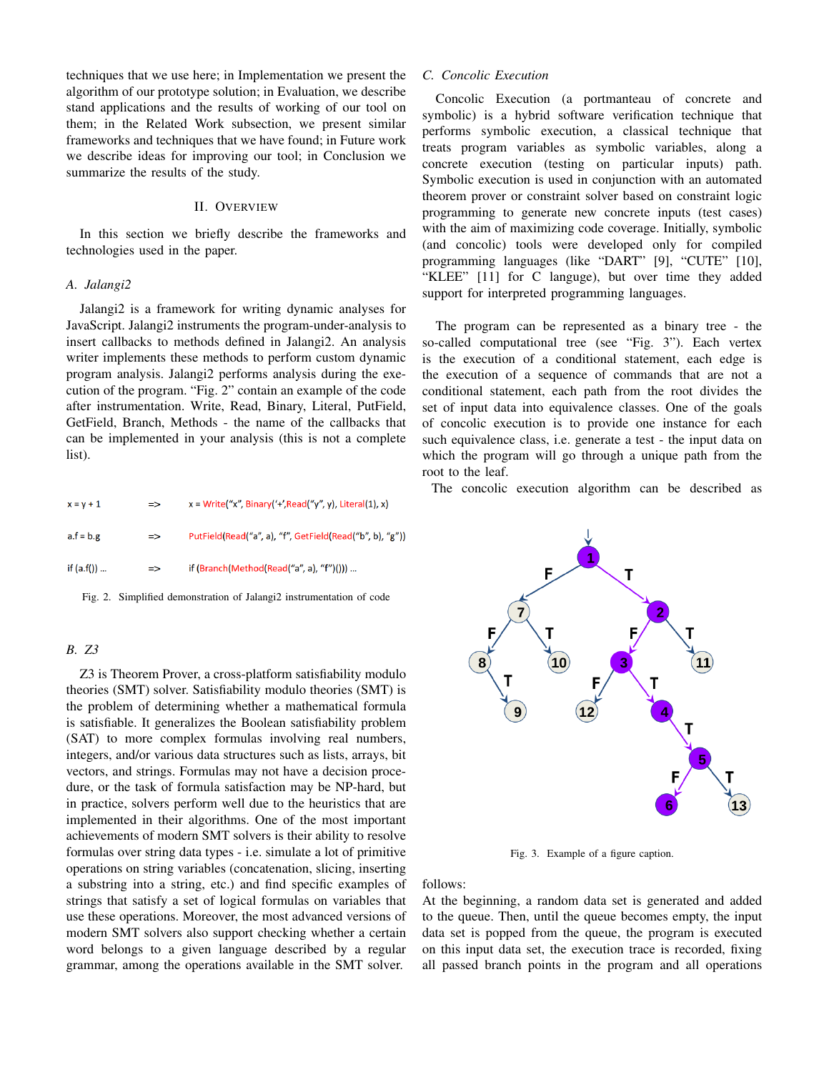techniques that we use here; in Implementation we present the algorithm of our prototype solution; in Evaluation, we describe stand applications and the results of working of our tool on them; in the Related Work subsection, we present similar frameworks and techniques that we have found; in Future work we describe ideas for improving our tool; in Conclusion we summarize the results of the study.

## II. Overview

In this section we briefly describe the frameworks and technologies used in the paper.

### A. Jalangi2

Jalangi2 is a framework for writing dynamic analyses for JavaScript. Jalangi2 instruments the program-under-analysis to insert callbacks to methods defined in Jalangi2. An analysis writer implements these methods to perform custom dynamic program analysis. Jalangi2 performs analysis during the execution of the program. "Fig. 2" contain an example of the code after instrumentation. Write, Read, Binary, Literal, PutField, GetField, Branch, Methods - the name of the callbacks that can be implemented in your analysis (this is not a complete list).

```
x = y + 1      =>   x = Write("x", Binary('+',Read("y", y), Literal(1), x)

a.f = b.g      =>   PutField(Read("a", a), "f", GetField(Read("b", b), "g"))

if (a.f()) ... =>   if (Branch(Method(Read("a", a), "f")())) ...
```

Fig. 2. Simplified demonstration of Jalangi2 instrumentation of code

### B. Z3

Z3 is Theorem Prover, a cross-platform satisfiability modulo theories (SMT) solver. Satisfiability modulo theories (SMT) is the problem of determining whether a mathematical formula is satisfiable. It generalizes the Boolean satisfiability problem (SAT) to more complex formulas involving real numbers, integers, and/or various data structures such as lists, arrays, bit vectors, and strings. Formulas may not have a decision procedure, or the task of formula satisfaction may be NP-hard, but in practice, solvers perform well due to the heuristics that are implemented in their algorithms. One of the most important achievements of modern SMT solvers is their ability to resolve formulas over string data types - i.e. simulate a lot of primitive operations on string variables (concatenation, slicing, inserting a substring into a string, etc.) and find specific examples of strings that satisfy a set of logical formulas on variables that use these operations. Moreover, the most advanced versions of modern SMT solvers also support checking whether a certain word belongs to a given language described by a regular grammar, among the operations available in the SMT solver.

### C. Concolic Execution

Concolic Execution (a portmanteau of concrete and symbolic) is a hybrid software verification technique that performs symbolic execution, a classical technique that treats program variables as symbolic variables, along a concrete execution (testing on particular inputs) path. Symbolic execution is used in conjunction with an automated theorem prover or constraint solver based on constraint logic programming to generate new concrete inputs (test cases) with the aim of maximizing code coverage. Initially, symbolic (and concolic) tools were developed only for compiled programming languages (like "DART" [9], "CUTE" [10], "KLEE" [11] for C langue), but over time they added support for interpreted programming languages.

The program can be represented as a binary tree - the so-called computational tree (see "Fig. 3"). Each vertex is the execution of a conditional statement, each edge is the execution of a sequence of commands that are not a conditional statement, each path from the root divides the set of input data into equivalence classes. One of the goals of concolic execution is to provide one instance for each such equivalence class, i.e. generate a test - the input data on which the program will go through a unique path from the root to the leaf.

The concolic execution algorithm can be described as follows:

Fig. 3. Example of a figure caption.

At the beginning, a random data set is generated and added to the queue. Then, until the queue becomes empty, the input data set is popped from the queue, the program is executed on this input data set, the execution trace is recorded, fixing all passed branch points in the program and all operations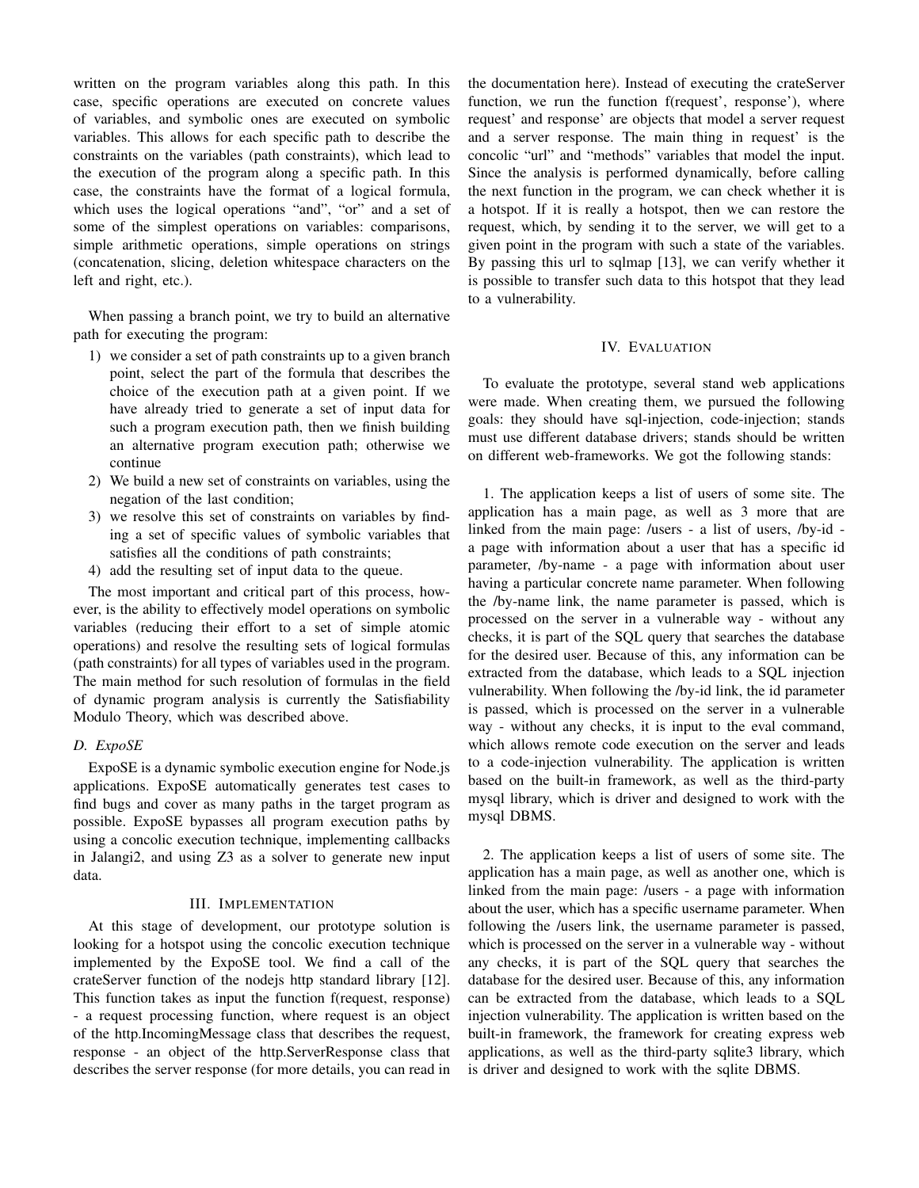written on the program variables along this path. In this case, specific operations are executed on concrete values of variables, and symbolic ones are executed on symbolic variables. This allows for each specific path to describe the constraints on the variables (path constraints), which lead to the execution of the program along a specific path. In this case, the constraints have the format of a logical formula, which uses the logical operations "and", "or" and a set of some of the simplest operations on variables: comparisons, simple arithmetic operations, simple operations on strings (concatenation, slicing, deletion whitespace characters on the left and right, etc.).

When passing a branch point, we try to build an alternative path for executing the program:

1) we consider a set of path constraints up to a given branch point, select the part of the formula that describes the choice of the execution path at a given point. If we have already tried to generate a set of input data for such a program execution path, then we finish building an alternative program execution path; otherwise we continue
2) We build a new set of constraints on variables, using the negation of the last condition;
3) we resolve this set of constraints on variables by finding a set of specific values of symbolic variables that satisfies all the conditions of path constraints;
4) add the resulting set of input data to the queue.

The most important and critical part of this process, however, is the ability to effectively model operations on symbolic variables (reducing their effort to a set of simple atomic operations) and resolve the resulting sets of logical formulas (path constraints) for all types of variables used in the program. The main method for such resolution of formulas in the field of dynamic program analysis is currently the Satisfiability Modulo Theory, which was described above.

### D. ExpoSE

ExpoSE is a dynamic symbolic execution engine for Node.js applications. ExpoSE automatically generates test cases to find bugs and cover as many paths in the target program as possible. ExpoSE bypasses all program execution paths by using a concolic execution technique, implementing callbacks in Jalangi2, and using Z3 as a solver to generate new input data.

## III. Implementation

At this stage of development, our prototype solution is looking for a hotspot using the concolic execution technique implemented by the ExpoSE tool. We find a call of the crateServer function of the nodejs http standard library [12]. This function takes as input the function f(request, response) - a request processing function, where request is an object of the http.IncomingMessage class that describes the request, response - an object of the http.ServerResponse class that describes the server response (for more details, you can read in the documentation here). Instead of executing the crateServer function, we run the function f(request', response'), where request' and response' are objects that model a server request and a server response. The main thing in request' is the concolic "url" and "methods" variables that model the input. Since the analysis is performed dynamically, before calling the next function in the program, we can check whether it is a hotspot. If it is really a hotspot, then we can restore the request, which, by sending it to the server, we will get to a given point in the program with such a state of the variables. By passing this url to sqlmap [13], we can verify whether it is possible to transfer such data to this hotspot that they lead to a vulnerability.

## IV. Evaluation

To evaluate the prototype, several stand web applications were made. When creating them, we pursued the following goals: they should have sql-injection, code-injection; stands must use different database drivers; stands should be written on different web-frameworks. We got the following stands:

1. The application keeps a list of users of some site. The application has a main page, as well as 3 more that are linked from the main page: /users - a list of users, /by-id - a page with information about a user that has a specific id parameter, /by-name - a page with information about user having a particular concrete name parameter. When following the /by-name link, the name parameter is passed, which is processed on the server in a vulnerable way - without any checks, it is part of the SQL query that searches the database for the desired user. Because of this, any information can be extracted from the database, which leads to a SQL injection vulnerability. When following the /by-id link, the id parameter is passed, which is processed on the server in a vulnerable way - without any checks, it is input to the eval command, which allows remote code execution on the server and leads to a code-injection vulnerability. The application is written based on the built-in framework, as well as the third-party mysql library, which is driver and designed to work with the mysql DBMS.

2. The application keeps a list of users of some site. The application has a main page, as well as another one, which is linked from the main page: /users - a page with information about the user, which has a specific username parameter. When following the /users link, the username parameter is passed, which is processed on the server in a vulnerable way - without any checks, it is part of the SQL query that searches the database for the desired user. Because of this, any information can be extracted from the database, which leads to a SQL injection vulnerability. The application is written based on the built-in framework, the framework for creating express web applications, as well as the third-party sqlite3 library, which is driver and designed to work with the sqlite DBMS.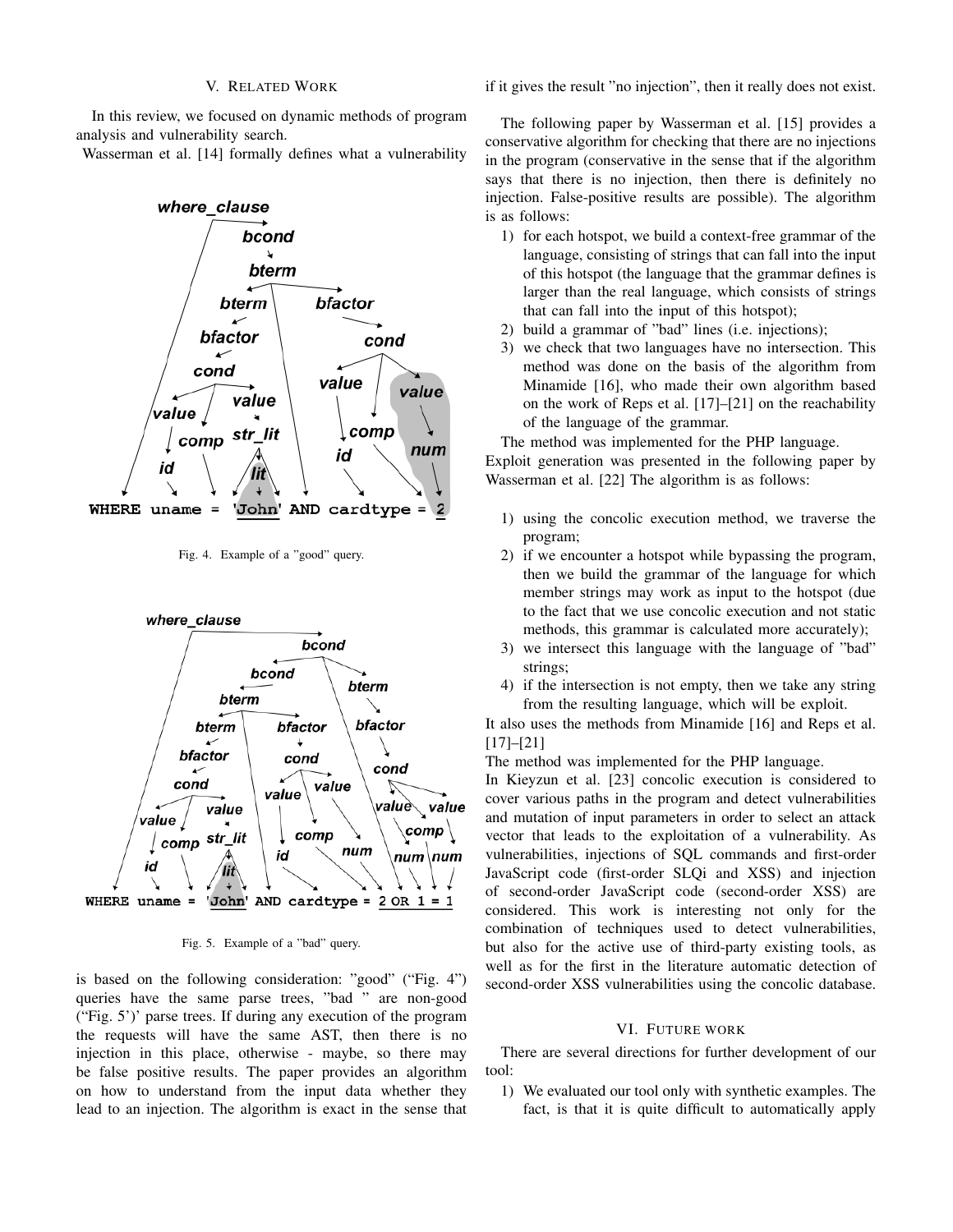## V. Related Work

In this review, we focused on dynamic methods of program analysis and vulnerability search.

Wasserman et al. [14] formally defines what a vulnerability is based on the following consideration: "good" ("Fig. 4") queries have the same parse trees, "bad " are non-good ("Fig. 5')' parse trees. If during any execution of the program the requests will have the same AST, then there is no injection in this place, otherwise - maybe, so there may be false positive results. The paper provides an algorithm on how to understand from the input data whether they lead to an injection. The algorithm is exact in the sense that if it gives the result "no injection", then it really does not exist.

Fig. 4. Example of a "good" query.

Fig. 5. Example of a "bad" query.

The following paper by Wasserman et al. [15] provides a conservative algorithm for checking that there are no injections in the program (conservative in the sense that if the algorithm says that there is no injection, then there is definitely no injection. False-positive results are possible). The algorithm is as follows:

1) for each hotspot, we build a context-free grammar of the language, consisting of strings that can fall into the input of this hotspot (the language that the grammar defines is larger than the real language, which consists of strings that can fall into the input of this hotspot);
2) build a grammar of "bad" lines (i.e. injections);
3) we check that two languages have no intersection. This method was done on the basis of the algorithm from Minamide [16], who made their own algorithm based on the work of Reps et al. [17]–[21] on the reachability of the language of the grammar.

The method was implemented for the PHP language.

Exploit generation was presented in the following paper by Wasserman et al. [22] The algorithm is as follows:

1) using the concolic execution method, we traverse the program;
2) if we encounter a hotspot while bypassing the program, then we build the grammar of the language for which member strings may work as input to the hotspot (due to the fact that we use concolic execution and not static methods, this grammar is calculated more accurately);
3) we intersect this language with the language of "bad" strings;
4) if the intersection is not empty, then we take any string from the resulting language, which will be exploit.

It also uses the methods from Minamide [16] and Reps et al. [17]–[21]

The method was implemented for the PHP language.

In Kieyzun et al. [23] concolic execution is considered to cover various paths in the program and detect vulnerabilities and mutation of input parameters in order to select an attack vector that leads to the exploitation of a vulnerability. As vulnerabilities, injections of SQL commands and first-order JavaScript code (first-order SLQi and XSS) and injection of second-order JavaScript code (second-order XSS) are considered. This work is interesting not only for the combination of techniques used to detect vulnerabilities, but also for the active use of third-party existing tools, as well as for the first in the literature automatic detection of second-order XSS vulnerabilities using the concolic database.

## VI. Future Work

There are several directions for further development of our tool:

1) We evaluated our tool only with synthetic examples. The fact, is that it is quite difficult to automatically apply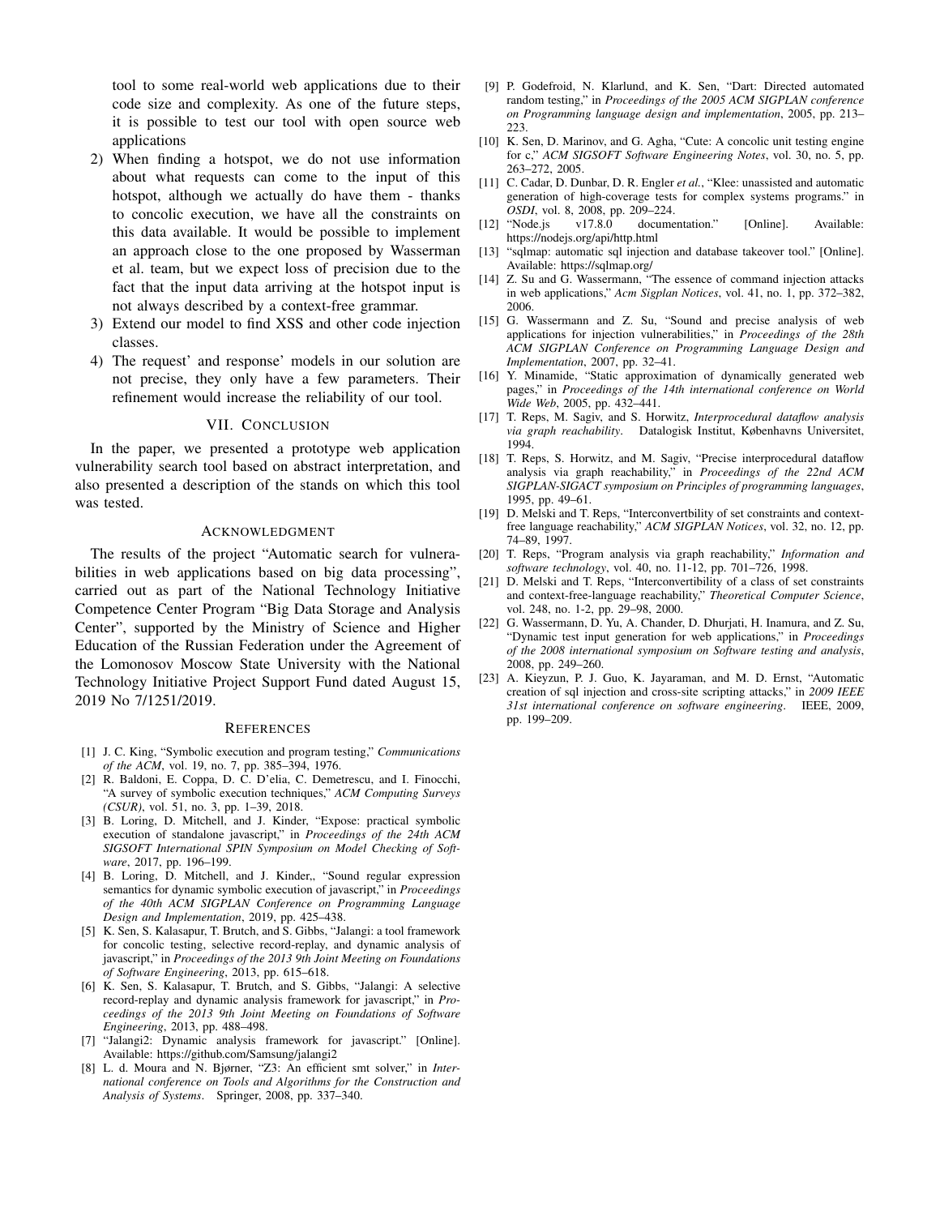tool to some real-world web applications due to their code size and complexity. As one of the future steps, it is possible to test our tool with open source web applications

2) When finding a hotspot, we do not use information about what requests can come to the input of this hotspot, although we actually do have them - thanks to concolic execution, we have all the constraints on this data available. It would be possible to implement an approach close to the one proposed by Wasserman et al. team, but we expect loss of precision due to the fact that the input data arriving at the hotspot input is not always described by a context-free grammar.
3) Extend our model to find XSS and other code injection classes.
4) The request' and response' models in our solution are not precise, they only have a few parameters. Their refinement would increase the reliability of our tool.

## VII. Conclusion

In the paper, we presented a prototype web application vulnerability search tool based on abstract interpretation, and also presented a description of the stands on which this tool was tested.

## Acknowledgment

The results of the project "Automatic search for vulnerabilities in web applications based on big data processing", carried out as part of the National Technology Initiative Competence Center Program "Big Data Storage and Analysis Center", supported by the Ministry of Science and Higher Education of the Russian Federation under the Agreement of the Lomonosov Moscow State University with the National Technology Initiative Project Support Fund dated August 15, 2019 No 7/1251/2019.

## References

[1] J. C. King, "Symbolic execution and program testing," *Communications of the ACM*, vol. 19, no. 7, pp. 385–394, 1976.

[2] R. Baldoni, E. Coppa, D. C. D'elia, C. Demetrescu, and I. Finocchi, "A survey of symbolic execution techniques," *ACM Computing Surveys (CSUR)*, vol. 51, no. 3, pp. 1–39, 2018.

[3] B. Loring, D. Mitchell, and J. Kinder, "Expose: practical symbolic execution of standalone javascript," in *Proceedings of the 24th ACM SIGSOFT International SPIN Symposium on Model Checking of Software*, 2017, pp. 196–199.

[4] B. Loring, D. Mitchell, and J. Kinder,, "Sound regular expression semantics for dynamic symbolic execution of javascript," in *Proceedings of the 40th ACM SIGPLAN Conference on Programming Language Design and Implementation*, 2019, pp. 425–438.

[5] K. Sen, S. Kalasapur, T. Brutch, and S. Gibbs, "Jalangi: a tool framework for concolic testing, selective record-replay, and dynamic analysis of javascript," in *Proceedings of the 2013 9th Joint Meeting on Foundations of Software Engineering*, 2013, pp. 615–618.

[6] K. Sen, S. Kalasapur, T. Brutch, and S. Gibbs, "Jalangi: A selective record-replay and dynamic analysis framework for javascript," in *Proceedings of the 2013 9th Joint Meeting on Foundations of Software Engineering*, 2013, pp. 488–498.

[7] "Jalangi2: Dynamic analysis framework for javascript." [Online]. Available: https://github.com/Samsung/jalangi2

[8] L. d. Moura and N. Bjørner, "Z3: An efficient smt solver," in *International conference on Tools and Algorithms for the Construction and Analysis of Systems*. Springer, 2008, pp. 337–340.

[9] P. Godefroid, N. Klarlund, and K. Sen, "Dart: Directed automated random testing," in *Proceedings of the 2005 ACM SIGPLAN conference on Programming language design and implementation*, 2005, pp. 213–223.

[10] K. Sen, D. Marinov, and G. Agha, "Cute: A concolic unit testing engine for c," *ACM SIGSOFT Software Engineering Notes*, vol. 30, no. 5, pp. 263–272, 2005.

[11] C. Cadar, D. Dunbar, D. R. Engler *et al.*, "Klee: unassisted and automatic generation of high-coverage tests for complex systems programs." in *OSDI*, vol. 8, 2008, pp. 209–224.

[12] "Node.js v17.8.0 documentation." [Online]. Available: https://nodejs.org/api/http.html

[13] "sqlmap: automatic sql injection and database takeover tool." [Online]. Available: https://sqlmap.org/

[14] Z. Su and G. Wassermann, "The essence of command injection attacks in web applications," *Acm Sigplan Notices*, vol. 41, no. 1, pp. 372–382, 2006.

[15] G. Wassermann and Z. Su, "Sound and precise analysis of web applications for injection vulnerabilities," in *Proceedings of the 28th ACM SIGPLAN Conference on Programming Language Design and Implementation*, 2007, pp. 32–41.

[16] Y. Minamide, "Static approximation of dynamically generated web pages," in *Proceedings of the 14th international conference on World Wide Web*, 2005, pp. 432–441.

[17] T. Reps, M. Sagiv, and S. Horwitz, *Interprocedural dataflow analysis via graph reachability*. Datalogisk Institut, Københavns Universitet, 1994.

[18] T. Reps, S. Horwitz, and M. Sagiv, "Precise interprocedural dataflow analysis via graph reachability," in *Proceedings of the 22nd ACM SIGPLAN-SIGACT symposium on Principles of programming languages*, 1995, pp. 49–61.

[19] D. Melski and T. Reps, "Interconvertbility of set constraints and context-free language reachability," *ACM SIGPLAN Notices*, vol. 32, no. 12, pp. 74–89, 1997.

[20] T. Reps, "Program analysis via graph reachability," *Information and software technology*, vol. 40, no. 11-12, pp. 701–726, 1998.

[21] D. Melski and T. Reps, "Interconvertibility of a class of set constraints and context-free-language reachability," *Theoretical Computer Science*, vol. 248, no. 1-2, pp. 29–98, 2000.

[22] G. Wassermann, D. Yu, A. Chander, D. Dhurjati, H. Inamura, and Z. Su, "Dynamic test input generation for web applications," in *Proceedings of the 2008 international symposium on Software testing and analysis*, 2008, pp. 249–260.

[23] A. Kieyzun, P. J. Guo, K. Jayaraman, and M. D. Ernst, "Automatic creation of sql injection and cross-site scripting attacks," in *2009 IEEE 31st international conference on software engineering*. IEEE, 2009, pp. 199–209.